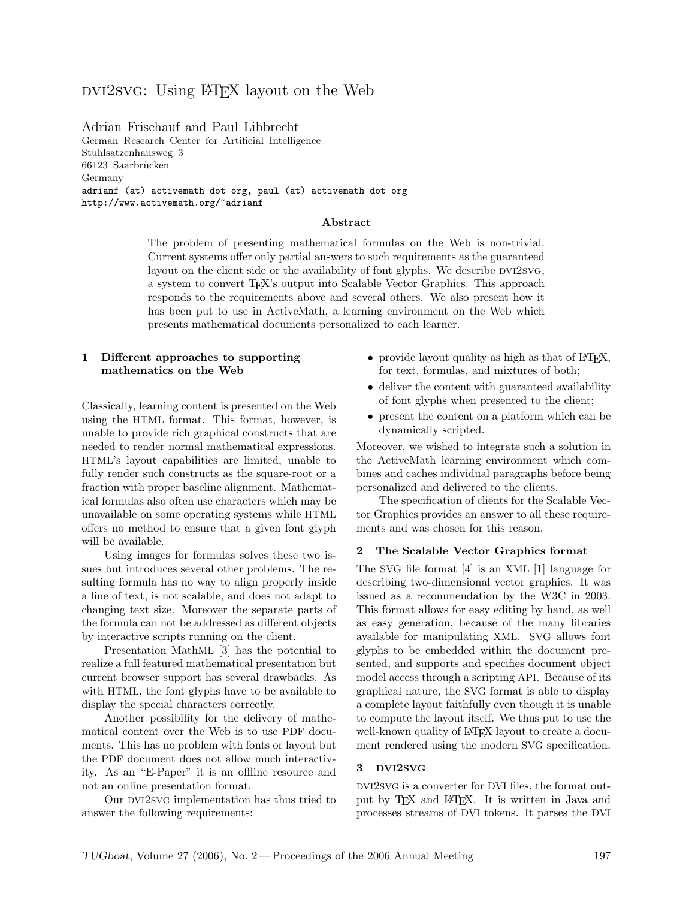# DVI2SVG: Using LaTeX layout on the Web

Adrian Frischauf and Paul Libbrecht
German Research Center for Artificial Intelligence
Stuhlsatzenhausweg 3
66123 Saarbrücken
Germany
adrianf (at) activemath dot org, paul (at) activemath dot org
http://www.activemath.org/~adrianf

### Abstract

The problem of presenting mathematical formulas on the Web is non-trivial. Current systems offer only partial answers to such requirements as the guaranteed layout on the client side or the availability of font glyphs. We describe DVI2SVG, a system to convert TeX's output into Scalable Vector Graphics. This approach responds to the requirements above and several others. We also present how it has been put to use in ActiveMath, a learning environment on the Web which presents mathematical documents personalized to each learner.

## 1 Different approaches to supporting mathematics on the Web

Classically, learning content is presented on the Web using the HTML format. This format, however, is unable to provide rich graphical constructs that are needed to render normal mathematical expressions. HTML's layout capabilities are limited, unable to fully render such constructs as the square-root or a fraction with proper baseline alignment. Mathematical formulas also often use characters which may be unavailable on some operating systems while HTML offers no method to ensure that a given font glyph will be available.

Using images for formulas solves these two issues but introduces several other problems. The resulting formula has no way to align properly inside a line of text, is not scalable, and does not adapt to changing text size. Moreover the separate parts of the formula can not be addressed as different objects by interactive scripts running on the client.

Presentation MathML [3] has the potential to realize a full featured mathematical presentation but current browser support has several drawbacks. As with HTML, the font glyphs have to be available to display the special characters correctly.

Another possibility for the delivery of mathematical content over the Web is to use PDF documents. This has no problem with fonts or layout but the PDF document does not allow much interactivity. As an "E-Paper" it is an offline resource and not an online presentation format.

Our DVI2SVG implementation has thus tried to answer the following requirements:

- provide layout quality as high as that of LaTeX, for text, formulas, and mixtures of both;
- deliver the content with guaranteed availability of font glyphs when presented to the client;
- present the content on a platform which can be dynamically scripted.

Moreover, we wished to integrate such a solution in the ActiveMath learning environment which combines and caches individual paragraphs before being personalized and delivered to the clients.

The specification of clients for the Scalable Vector Graphics provides an answer to all these requirements and was chosen for this reason.

## 2 The Scalable Vector Graphics format

The SVG file format [4] is an XML [1] language for describing two-dimensional vector graphics. It was issued as a recommendation by the W3C in 2003. This format allows for easy editing by hand, as well as easy generation, because of the many libraries available for manipulating XML. SVG allows font glyphs to be embedded within the document presented, and supports and specifies document object model access through a scripting API. Because of its graphical nature, the SVG format is able to display a complete layout faithfully even though it is unable to compute the layout itself. We thus put to use the well-known quality of LaTeX layout to create a document rendered using the modern SVG specification.

## 3 DVI2SVG

DVI2SVG is a converter for DVI files, the format output by TeX and LaTeX. It is written in Java and processes streams of DVI tokens. It parses the DVI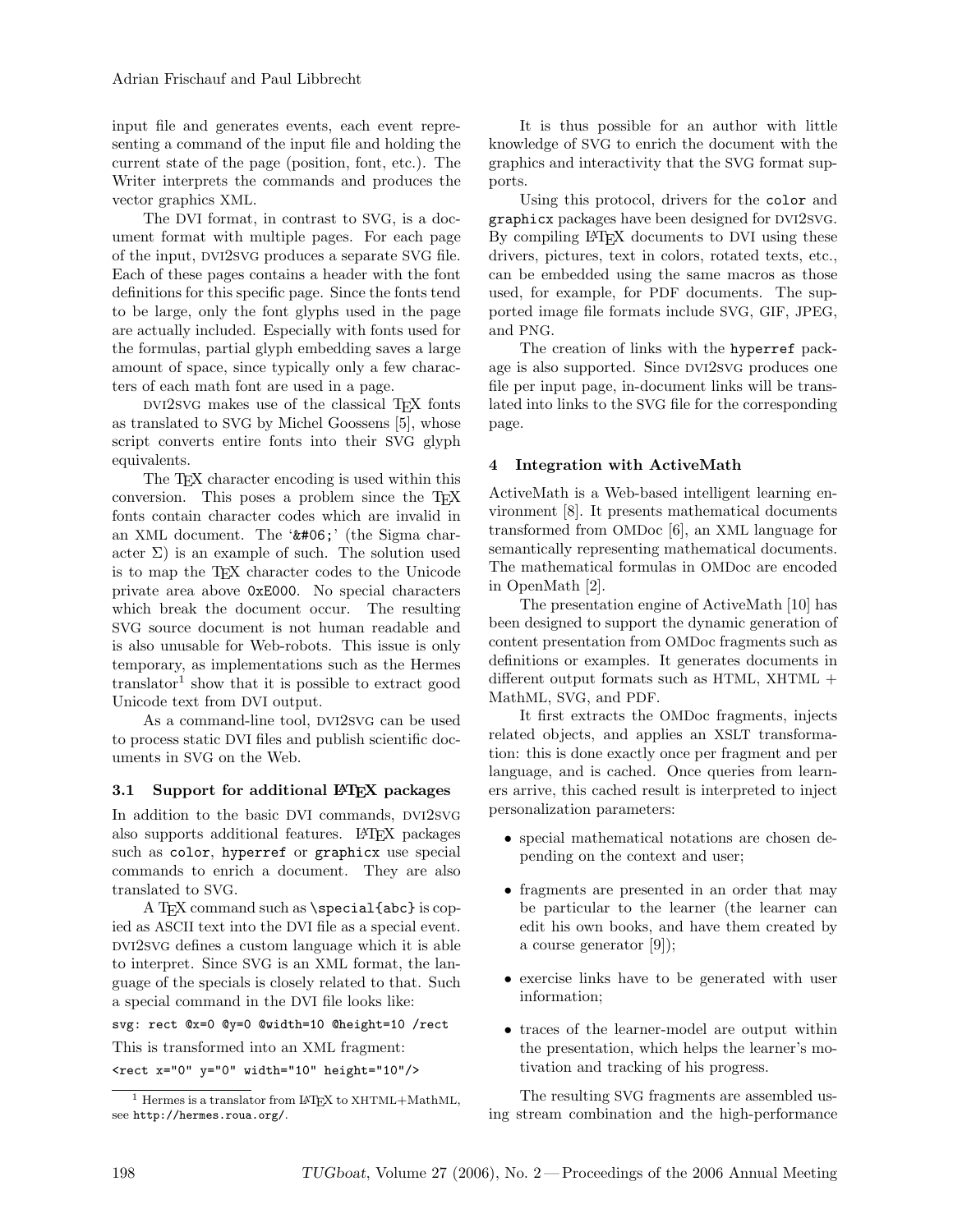input file and generates events, each event representing a command of the input file and holding the current state of the page (position, font, etc.). The Writer interprets the commands and produces the vector graphics XML.

The DVI format, in contrast to SVG, is a document format with multiple pages. For each page of the input, DVI2SVG produces a separate SVG file. Each of these pages contains a header with the font definitions for this specific page. Since the fonts tend to be large, only the font glyphs used in the page are actually included. Especially with fonts used for the formulas, partial glyph embedding saves a large amount of space, since typically only a few characters of each math font are used in a page.

DVI2SVG makes use of the classical TeX fonts as translated to SVG by Michel Goossens [5], whose script converts entire fonts into their SVG glyph equivalents.

The TeX character encoding is used within this conversion. This poses a problem since the TeX fonts contain character codes which are invalid in an XML document. The '&#06;' (the Sigma character Σ) is an example of such. The solution used is to map the TeX character codes to the Unicode private area above `0xE000`. No special characters which break the document occur. The resulting SVG source document is not human readable and is also unusable for Web-robots. This issue is only temporary, as implementations such as the Hermes translator[1] show that it is possible to extract good Unicode text from DVI output.

As a command-line tool, DVI2SVG can be used to process static DVI files and publish scientific documents in SVG on the Web.

### 3.1 Support for additional LaTeX packages

In addition to the basic DVI commands, DVI2SVG also supports additional features. LaTeX packages such as `color`, `hyperref` or `graphicx` use special commands to enrich a document. They are also translated to SVG.

A TeX command such as `\special{abc}` is copied as ASCII text into the DVI file as a special event. DVI2SVG defines a custom language which it is able to interpret. Since SVG is an XML format, the language of the specials is closely related to that. Such a special command in the DVI file looks like:

```
svg: rect @x=0 @y=0 @width=10 @height=10 /rect
```

This is transformed into an XML fragment:

```
<rect x="0" y="0" width="10" height="10"/>
```

It is thus possible for an author with little knowledge of SVG to enrich the document with the graphics and interactivity that the SVG format supports.

Using this protocol, drivers for the `color` and `graphicx` packages have been designed for DVI2SVG. By compiling LaTeX documents to DVI using these drivers, pictures, text in colors, rotated texts, etc., can be embedded using the same macros as those used, for example, for PDF documents. The supported image file formats include SVG, GIF, JPEG, and PNG.

The creation of links with the `hyperref` package is also supported. Since DVI2SVG produces one file per input page, in-document links will be translated into links to the SVG file for the corresponding page.

## 4 Integration with ActiveMath

ActiveMath is a Web-based intelligent learning environment [8]. It presents mathematical documents transformed from OMDoc [6], an XML language for semantically representing mathematical documents. The mathematical formulas in OMDoc are encoded in OpenMath [2].

The presentation engine of ActiveMath [10] has been designed to support the dynamic generation of content presentation from OMDoc fragments such as definitions or examples. It generates documents in different output formats such as HTML, XHTML + MathML, SVG, and PDF.

It first extracts the OMDoc fragments, injects related objects, and applies an XSLT transformation: this is done exactly once per fragment and per language, and is cached. Once queries from learners arrive, this cached result is interpreted to inject personalization parameters:

- special mathematical notations are chosen depending on the context and user;
- fragments are presented in an order that may be particular to the learner (the learner can edit his own books, and have them created by a course generator [9]);
- exercise links have to be generated with user information;
- traces of the learner-model are output within the presentation, which helps the learner's motivation and tracking of his progress.

The resulting SVG fragments are assembled using stream combination and the high-performance

[1] Hermes is a translator from LaTeX to XHTML+MathML, see `http://hermes.roua.org/`.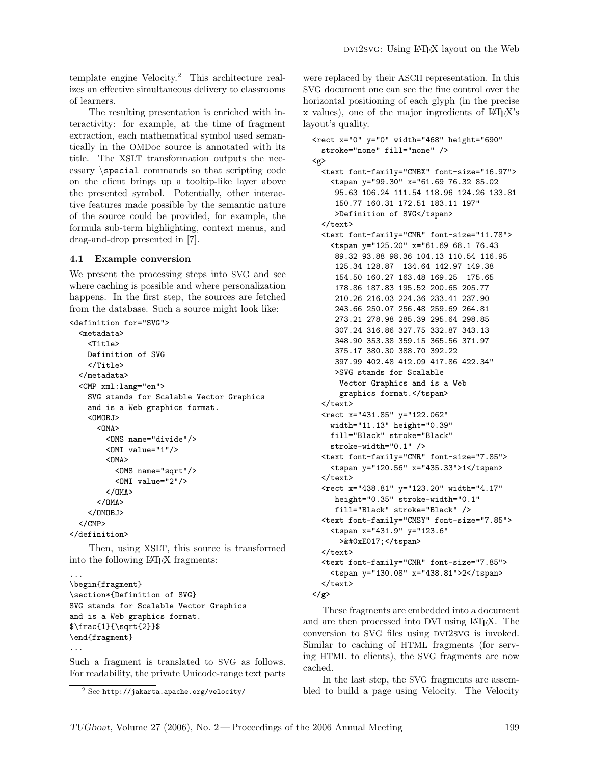template engine Velocity.[2] This architecture realizes an effective simultaneous delivery to classrooms of learners.

The resulting presentation is enriched with interactivity: for example, at the time of fragment extraction, each mathematical symbol used semantically in the OMDoc source is annotated with its title. The XSLT transformation outputs the necessary `\special` commands so that scripting code on the client brings up a tooltip-like layer above the presented symbol. Potentially, other interactive features made possible by the semantic nature of the source could be provided, for example, the formula sub-term highlighting, context menus, and drag-and-drop presented in [7].

### 4.1 Example conversion

We present the processing steps into SVG and see where caching is possible and where personalization happens. In the first step, the sources are fetched from the database. Such a source might look like:

```
<definition for="SVG">
  <metadata>
    <Title>
    Definition of SVG
    </Title>
  </metadata>
  <CMP xml:lang="en">
    SVG stands for Scalable Vector Graphics
    and is a Web graphics format.
    <OMOBJ>
      <OMA>
        <OMS name="divide"/>
        <OMI value="1"/>
        <OMA>
          <OMS name="sqrt"/>
          <OMI value="2"/>
        </OMA>
      </OMA>
    </OMOBJ>
  </CMP>
</definition>
```

Then, using XSLT, this source is transformed into the following LaTeX fragments:

```
...
\begin{fragment}
\section*{Definition of SVG}
SVG stands for Scalable Vector Graphics
and is a Web graphics format.
$\frac{1}{\sqrt{2}}$
\end{fragment}
...
```

Such a fragment is translated to SVG as follows. For readability, the private Unicode-range text parts were replaced by their ASCII representation. In this SVG document one can see the fine control over the horizontal positioning of each glyph (in the precise x values), one of the major ingredients of LaTeX's layout's quality.

```
<rect x="0" y="0" width="468" height="690"
  stroke="none" fill="none" />
<g>
  <text font-family="CMBX" font-size="16.97">
    <tspan y="99.30" x="61.69 76.32 85.02
     95.63 106.24 111.54 118.96 124.26 133.81
     150.77 160.31 172.51 183.11 197"
     >Definition of SVG</tspan>
  </text>
  <text font-family="CMR" font-size="11.78">
    <tspan y="125.20" x="61.69 68.1 76.43
     89.32 93.88 98.36 104.13 110.54 116.95
     125.34 128.87  134.64 142.97 149.38
     154.50 160.27 163.48 169.25  175.65
     178.86 187.83 195.52 200.65 205.77
     210.26 216.03 224.36 233.41 237.90
     243.66 250.07 256.48 259.69 264.81
     273.21 278.98 285.39 295.64 298.85
     307.24 316.86 327.75 332.87 343.13
     348.90 353.38 359.15 365.56 371.97
     375.17 380.30 388.70 392.22
     397.99 402.48 412.09 417.86 422.34"
     >SVG stands for Scalable
      Vector Graphics and is a Web
      graphics format.</tspan>
  </text>
  <rect x="431.85" y="122.062"
    width="11.13" height="0.39"
    fill="Black" stroke="Black"
    stroke-width="0.1" />
  <text font-family="CMR" font-size="7.85">
    <tspan y="120.56" x="435.33">1</tspan>
  </text>
  <rect x="438.81" y="123.20" width="4.17"
     height="0.35" stroke-width="0.1"
     fill="Black" stroke="Black" />
  <text font-family="CMSY" font-size="7.85">
    <tspan x="431.9" y="123.6"
      >&#0xE017;</tspan>
  </text>
  <text font-family="CMR" font-size="7.85">
    <tspan y="130.08" x="438.81">2</tspan>
  </text>
</g>
```

These fragments are embedded into a document and are then processed into DVI using LaTeX. The conversion to SVG files using DVI2SVG is invoked. Similar to caching of HTML fragments (for serving HTML to clients), the SVG fragments are now cached.

In the last step, the SVG fragments are assembled to build a page using Velocity. The Velocity

[2] See http://jakarta.apache.org/velocity/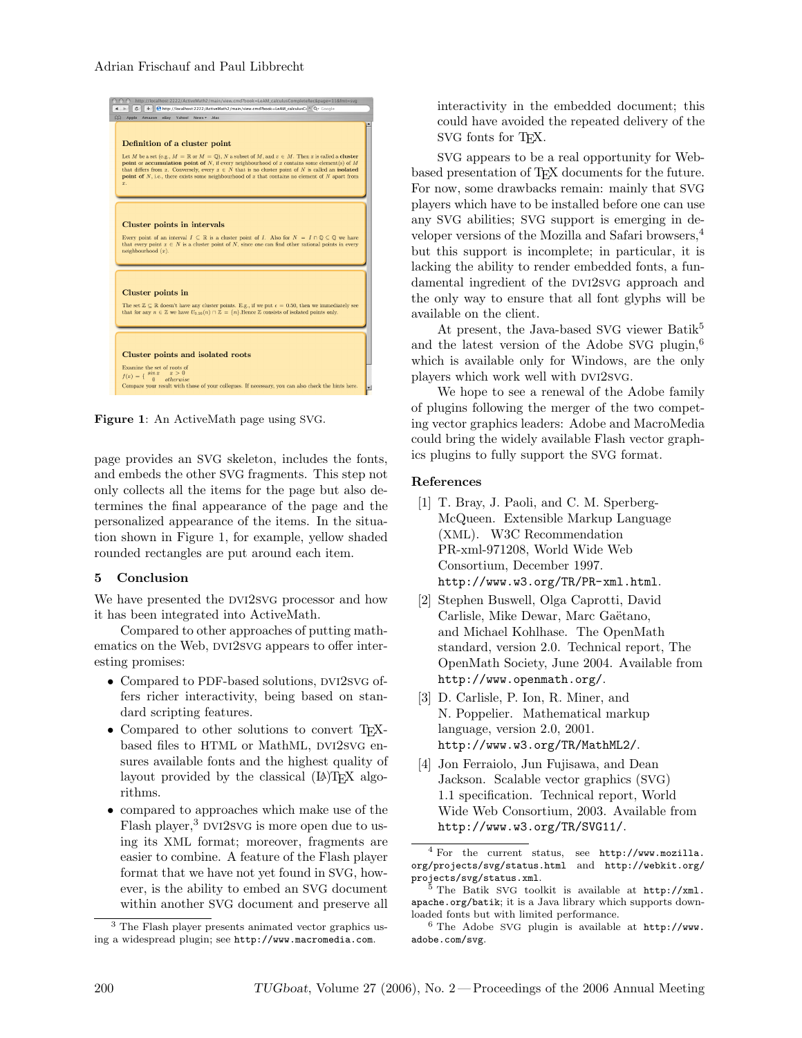Figure 1: An ActiveMath page using SVG.

page provides an SVG skeleton, includes the fonts, and embeds the other SVG fragments. This step not only collects all the items for the page but also determines the final appearance of the page and the personalized appearance of the items. In the situation shown in Figure 1, for example, yellow shaded rounded rectangles are put around each item.

## 5 Conclusion

We have presented the DVI2SVG processor and how it has been integrated into ActiveMath.

Compared to other approaches of putting mathematics on the Web, DVI2SVG appears to offer interesting promises:

- Compared to PDF-based solutions, DVI2SVG offers richer interactivity, being based on standard scripting features.
- Compared to other solutions to convert TeX-based files to HTML or MathML, DVI2SVG ensures available fonts and the highest quality of layout provided by the classical (LA)TeX algorithms.
- compared to approaches which make use of the Flash player,[3] DVI2SVG is more open due to using its XML format; moreover, fragments are easier to combine. A feature of the Flash player format that we have not yet found in SVG, however, is the ability to embed an SVG document within another SVG document and preserve all interactivity in the embedded document; this could have avoided the repeated delivery of the SVG fonts for TeX.

SVG appears to be a real opportunity for Web-based presentation of TeX documents for the future. For now, some drawbacks remain: mainly that SVG players which have to be installed before one can use any SVG abilities; SVG support is emerging in developer versions of the Mozilla and Safari browsers,[4] but this support is incomplete; in particular, it is lacking the ability to render embedded fonts, a fundamental ingredient of the DVI2SVG approach and the only way to ensure that all font glyphs will be available on the client.

At present, the Java-based SVG viewer Batik[5] and the latest version of the Adobe SVG plugin,[6] which is available only for Windows, are the only players which work well with DVI2SVG.

We hope to see a renewal of the Adobe family of plugins following the merger of the two competing vector graphics leaders: Adobe and MacroMedia could bring the widely available Flash vector graphics plugins to fully support the SVG format.

### References

[1] T. Bray, J. Paoli, and C. M. Sperberg-McQueen. Extensible Markup Language (XML). W3C Recommendation PR-xml-971208, World Wide Web Consortium, December 1997. `http://www.w3.org/TR/PR-xml.html`.

[2] Stephen Buswell, Olga Caprotti, David Carlisle, Mike Dewar, Marc Gaëtano, and Michael Kohlhase. The OpenMath standard, version 2.0. Technical report, The OpenMath Society, June 2004. Available from `http://www.openmath.org/`.

[3] D. Carlisle, P. Ion, R. Miner, and N. Poppelier. Mathematical markup language, version 2.0, 2001. `http://www.w3.org/TR/MathML2/`.

[4] Jon Ferraiolo, Jun Fujisawa, and Dean Jackson. Scalable vector graphics (SVG) 1.1 specification. Technical report, World Wide Web Consortium, 2003. Available from `http://www.w3.org/TR/SVG11/`.

---

[3] The Flash player presents animated vector graphics using a widespread plugin; see `http://www.macromedia.com`.

[4] For the current status, see `http://www.mozilla.org/projects/svg/status.html` and `http://webkit.org/projects/svg/status.xml`.

[5] The Batik SVG toolkit is available at `http://xml.apache.org/batik`; it is a Java library which supports downloaded fonts but with limited performance.

[6] The Adobe SVG plugin is available at `http://www.adobe.com/svg`.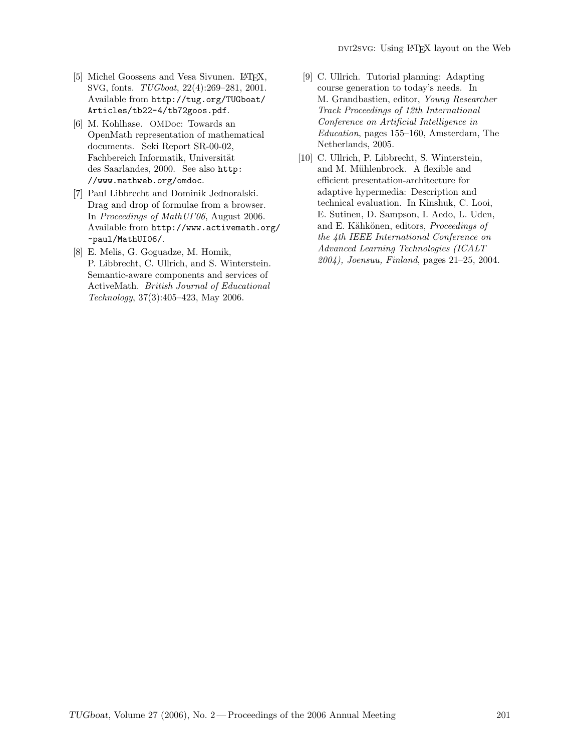[5] Michel Goossens and Vesa Sivunen. LaTeX, SVG, fonts. *TUGboat*, 22(4):269–281, 2001. Available from http://tug.org/TUGboat/Articles/tb22-4/tb72goos.pdf.

[6] M. Kohlhase. OMDoc: Towards an OpenMath representation of mathematical documents. Seki Report SR-00-02, Fachbereich Informatik, Universität des Saarlandes, 2000. See also http://www.mathweb.org/omdoc.

[7] Paul Libbrecht and Dominik Jednoralski. Drag and drop of formulae from a browser. In *Proceedings of MathUI'06*, August 2006. Available from http://www.activemath.org/~paul/MathUI06/.

[8] E. Melis, G. Goguadze, M. Homik, P. Libbrecht, C. Ullrich, and S. Winterstein. Semantic-aware components and services of ActiveMath. *British Journal of Educational Technology*, 37(3):405–423, May 2006.

[9] C. Ullrich. Tutorial planning: Adapting course generation to today's needs. In M. Grandbastien, editor, *Young Researcher Track Proceedings of 12th International Conference on Artificial Intelligence in Education*, pages 155–160, Amsterdam, The Netherlands, 2005.

[10] C. Ullrich, P. Libbrecht, S. Winterstein, and M. Mühlenbrock. A flexible and efficient presentation-architecture for adaptive hypermedia: Description and technical evaluation. In Kinshuk, C. Looi, E. Sutinen, D. Sampson, I. Aedo, L. Uden, and E. Kähkönen, editors, *Proceedings of the 4th IEEE International Conference on Advanced Learning Technologies (ICALT 2004), Joensuu, Finland*, pages 21–25, 2004.